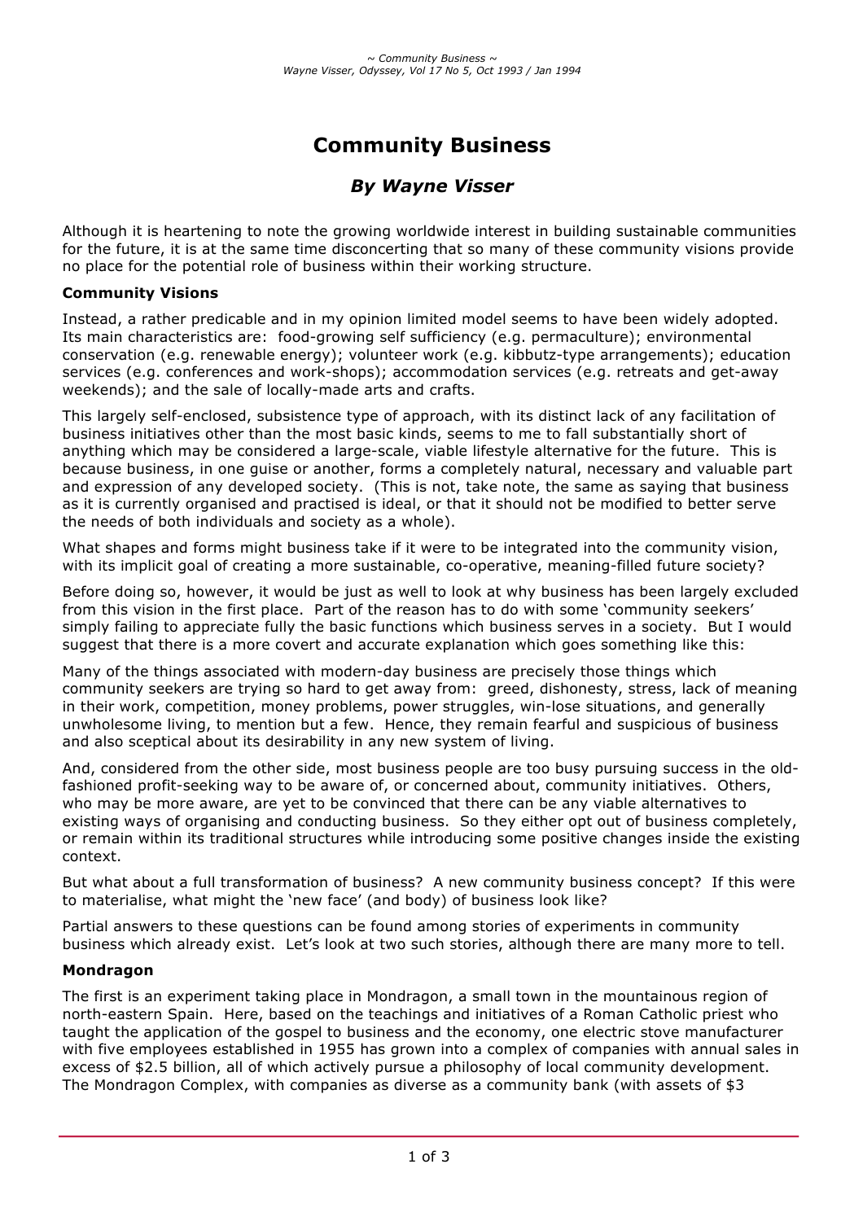# Community Business

## *By Wayne Visser*

Although it is heartening to note the growing worldwide interest in building sustainable communities for the future, it is at the same time disconcerting that so many of these community visions provide no place for the potential role of business within their working structure.

### Community Visions

Instead, a rather predicable and in my opinion limited model seems to have been widely adopted. Its main characteristics are: food-growing self sufficiency (e.g. permaculture); environmental conservation (e.g. renewable energy); volunteer work (e.g. kibbutz-type arrangements); education services (e.g. conferences and work-shops); accommodation services (e.g. retreats and get-away weekends); and the sale of locally-made arts and crafts.

This largely self-enclosed, subsistence type of approach, with its distinct lack of any facilitation of business initiatives other than the most basic kinds, seems to me to fall substantially short of anything which may be considered a large-scale, viable lifestyle alternative for the future. This is because business, in one guise or another, forms a completely natural, necessary and valuable part and expression of any developed society. (This is not, take note, the same as saying that business as it is currently organised and practised is ideal, or that it should not be modified to better serve the needs of both individuals and society as a whole).

What shapes and forms might business take if it were to be integrated into the community vision, with its implicit goal of creating a more sustainable, co-operative, meaning-filled future society?

Before doing so, however, it would be just as well to look at why business has been largely excluded from this vision in the first place. Part of the reason has to do with some 'community seekers' simply failing to appreciate fully the basic functions which business serves in a society. But I would suggest that there is a more covert and accurate explanation which goes something like this:

Many of the things associated with modern-day business are precisely those things which community seekers are trying so hard to get away from: greed, dishonesty, stress, lack of meaning in their work, competition, money problems, power struggles, win-lose situations, and generally unwholesome living, to mention but a few. Hence, they remain fearful and suspicious of business and also sceptical about its desirability in any new system of living.

And, considered from the other side, most business people are too busy pursuing success in the old-fashioned profit-seeking way to be aware of, or concerned about, community initiatives. Others, who may be more aware, are yet to be convinced that there can be any viable alternatives to existing ways of organising and conducting business. So they either opt out of business completely, or remain within its traditional structures while introducing some positive changes inside the existing context.

But what about a full transformation of business? A new community business concept? If this were to materialise, what might the 'new face' (and body) of business look like?

Partial answers to these questions can be found among stories of experiments in community business which already exist. Let's look at two such stories, although there are many more to tell.

### Mondragon

The first is an experiment taking place in Mondragon, a small town in the mountainous region of north-eastern Spain. Here, based on the teachings and initiatives of a Roman Catholic priest who taught the application of the gospel to business and the economy, one electric stove manufacturer with five employees established in 1955 has grown into a complex of companies with annual sales in excess of $2.5 billion, all of which actively pursue a philosophy of local community development. The Mondragon Complex, with companies as diverse as a community bank (with assets of $3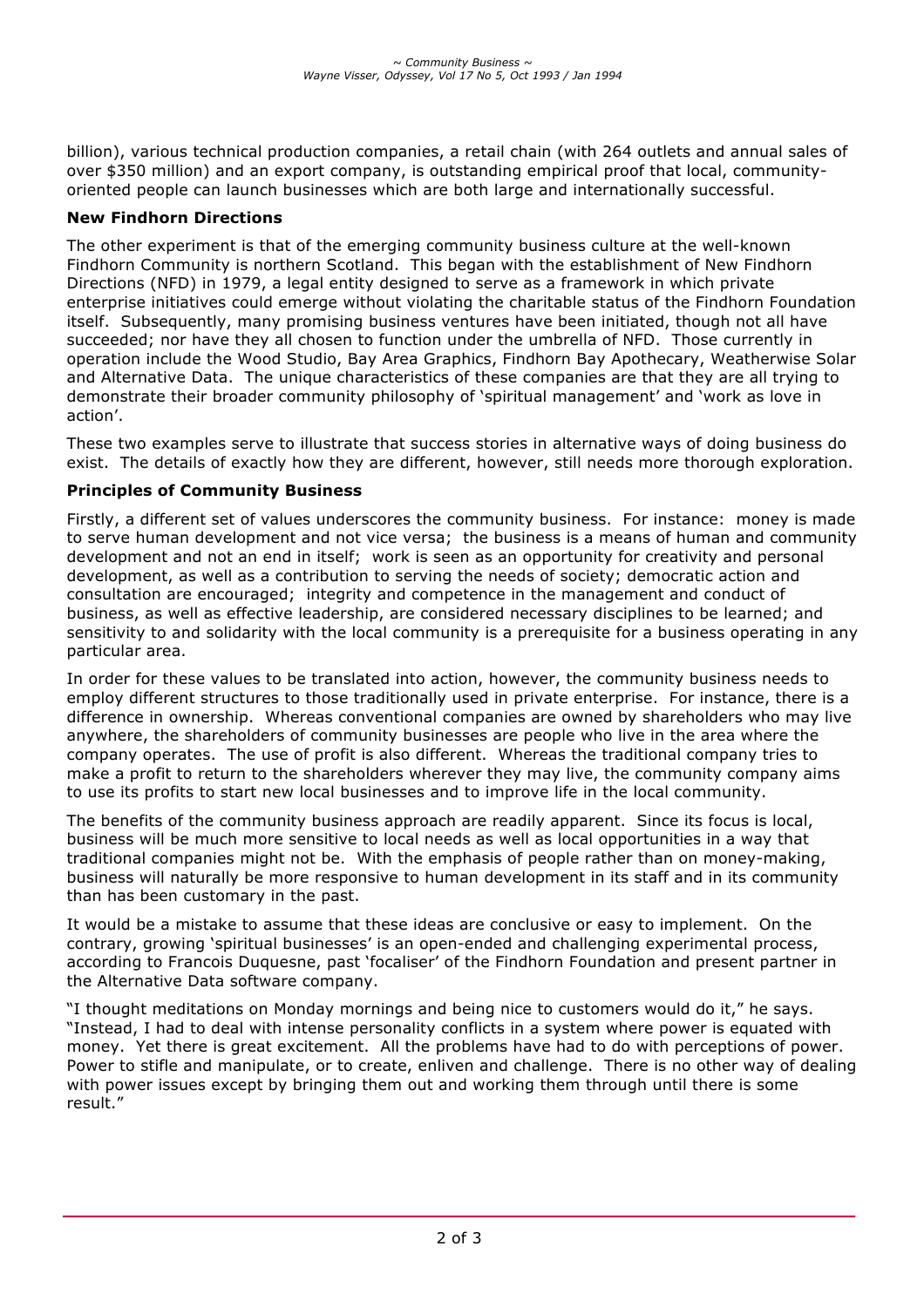billion), various technical production companies, a retail chain (with 264 outlets and annual sales of over $350 million) and an export company, is outstanding empirical proof that local, community-oriented people can launch businesses which are both large and internationally successful.

**New Findhorn Directions**

The other experiment is that of the emerging community business culture at the well-known Findhorn Community is northern Scotland. This began with the establishment of New Findhorn Directions (NFD) in 1979, a legal entity designed to serve as a framework in which private enterprise initiatives could emerge without violating the charitable status of the Findhorn Foundation itself. Subsequently, many promising business ventures have been initiated, though not all have succeeded; nor have they all chosen to function under the umbrella of NFD. Those currently in operation include the Wood Studio, Bay Area Graphics, Findhorn Bay Apothecary, Weatherwise Solar and Alternative Data. The unique characteristics of these companies are that they are all trying to demonstrate their broader community philosophy of 'spiritual management' and 'work as love in action'.

These two examples serve to illustrate that success stories in alternative ways of doing business do exist. The details of exactly how they are different, however, still needs more thorough exploration.

**Principles of Community Business**

Firstly, a different set of values underscores the community business. For instance: money is made to serve human development and not vice versa; the business is a means of human and community development and not an end in itself; work is seen as an opportunity for creativity and personal development, as well as a contribution to serving the needs of society; democratic action and consultation are encouraged; integrity and competence in the management and conduct of business, as well as effective leadership, are considered necessary disciplines to be learned; and sensitivity to and solidarity with the local community is a prerequisite for a business operating in any particular area.

In order for these values to be translated into action, however, the community business needs to employ different structures to those traditionally used in private enterprise. For instance, there is a difference in ownership. Whereas conventional companies are owned by shareholders who may live anywhere, the shareholders of community businesses are people who live in the area where the company operates. The use of profit is also different. Whereas the traditional company tries to make a profit to return to the shareholders wherever they may live, the community company aims to use its profits to start new local businesses and to improve life in the local community.

The benefits of the community business approach are readily apparent. Since its focus is local, business will be much more sensitive to local needs as well as local opportunities in a way that traditional companies might not be. With the emphasis of people rather than on money-making, business will naturally be more responsive to human development in its staff and in its community than has been customary in the past.

It would be a mistake to assume that these ideas are conclusive or easy to implement. On the contrary, growing 'spiritual businesses' is an open-ended and challenging experimental process, according to Francois Duquesne, past 'focaliser' of the Findhorn Foundation and present partner in the Alternative Data software company.

"I thought meditations on Monday mornings and being nice to customers would do it," he says. "Instead, I had to deal with intense personality conflicts in a system where power is equated with money. Yet there is great excitement. All the problems have had to do with perceptions of power. Power to stifle and manipulate, or to create, enliven and challenge. There is no other way of dealing with power issues except by bringing them out and working them through until there is some result."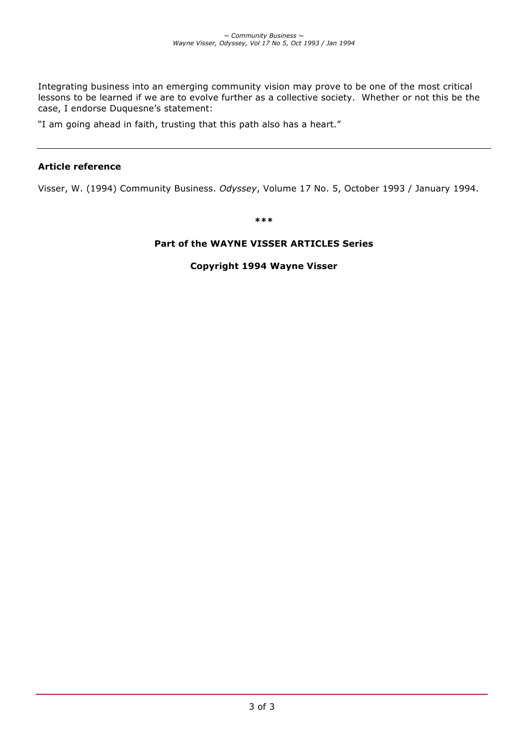Integrating business into an emerging community vision may prove to be one of the most critical lessons to be learned if we are to evolve further as a collective society. Whether or not this be the case, I endorse Duquesne's statement:

"I am going ahead in faith, trusting that this path also has a heart."

---

**Article reference**

Visser, W. (1994) Community Business. *Odyssey*, Volume 17 No. 5, October 1993 / January 1994.

***

**Part of the WAYNE VISSER ARTICLES Series**

**Copyright 1994 Wayne Visser**